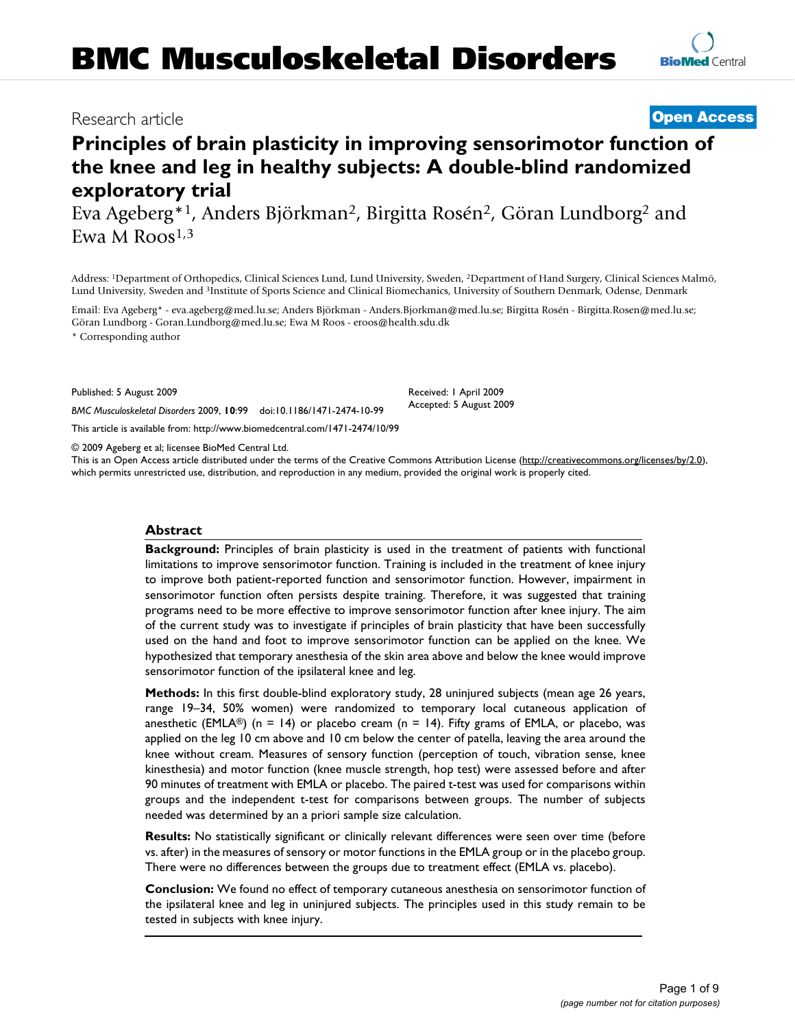# BMC Musculoskeletal Disorders

Research article **Open Access**

# Principles of brain plasticity in improving sensorimotor function of the knee and leg in healthy subjects: A double-blind randomized exploratory trial

Eva Ageberg*[1], Anders Björkman[2], Birgitta Rosén[2], Göran Lundborg[2] and Ewa M Roos[1,3]

Address: [1]Department of Orthopedics, Clinical Sciences Lund, Lund University, Sweden, [2]Department of Hand Surgery, Clinical Sciences Malmö, Lund University, Sweden and [3]Institute of Sports Science and Clinical Biomechanics, University of Southern Denmark, Odense, Denmark

Email: Eva Ageberg* - eva.ageberg@med.lu.se; Anders Björkman - Anders.Bjorkman@med.lu.se; Birgitta Rosén - Birgitta.Rosen@med.lu.se; Göran Lundborg - Goran.Lundborg@med.lu.se; Ewa M Roos - eroos@health.sdu.dk

\* Corresponding author

Published: 5 August 2009

*BMC Musculoskeletal Disorders* 2009, **10**:99 doi:10.1186/1471-2474-10-99

Received: 1 April 2009
Accepted: 5 August 2009

This article is available from: http://www.biomedcentral.com/1471-2474/10/99

© 2009 Ageberg et al; licensee BioMed Central Ltd.
This is an Open Access article distributed under the terms of the Creative Commons Attribution License (http://creativecommons.org/licenses/by/2.0), which permits unrestricted use, distribution, and reproduction in any medium, provided the original work is properly cited.

## Abstract

**Background:** Principles of brain plasticity is used in the treatment of patients with functional limitations to improve sensorimotor function. Training is included in the treatment of knee injury to improve both patient-reported function and sensorimotor function. However, impairment in sensorimotor function often persists despite training. Therefore, it was suggested that training programs need to be more effective to improve sensorimotor function after knee injury. The aim of the current study was to investigate if principles of brain plasticity that have been successfully used on the hand and foot to improve sensorimotor function can be applied on the knee. We hypothesized that temporary anesthesia of the skin area above and below the knee would improve sensorimotor function of the ipsilateral knee and leg.

**Methods:** In this first double-blind exploratory study, 28 uninjured subjects (mean age 26 years, range 19–34, 50% women) were randomized to temporary local cutaneous application of anesthetic (EMLA®) (n = 14) or placebo cream (n = 14). Fifty grams of EMLA, or placebo, was applied on the leg 10 cm above and 10 cm below the center of patella, leaving the area around the knee without cream. Measures of sensory function (perception of touch, vibration sense, knee kinesthesia) and motor function (knee muscle strength, hop test) were assessed before and after 90 minutes of treatment with EMLA or placebo. The paired t-test was used for comparisons within groups and the independent t-test for comparisons between groups. The number of subjects needed was determined by an a priori sample size calculation.

**Results:** No statistically significant or clinically relevant differences were seen over time (before vs. after) in the measures of sensory or motor functions in the EMLA group or in the placebo group. There were no differences between the groups due to treatment effect (EMLA vs. placebo).

**Conclusion:** We found no effect of temporary cutaneous anesthesia on sensorimotor function of the ipsilateral knee and leg in uninjured subjects. The principles used in this study remain to be tested in subjects with knee injury.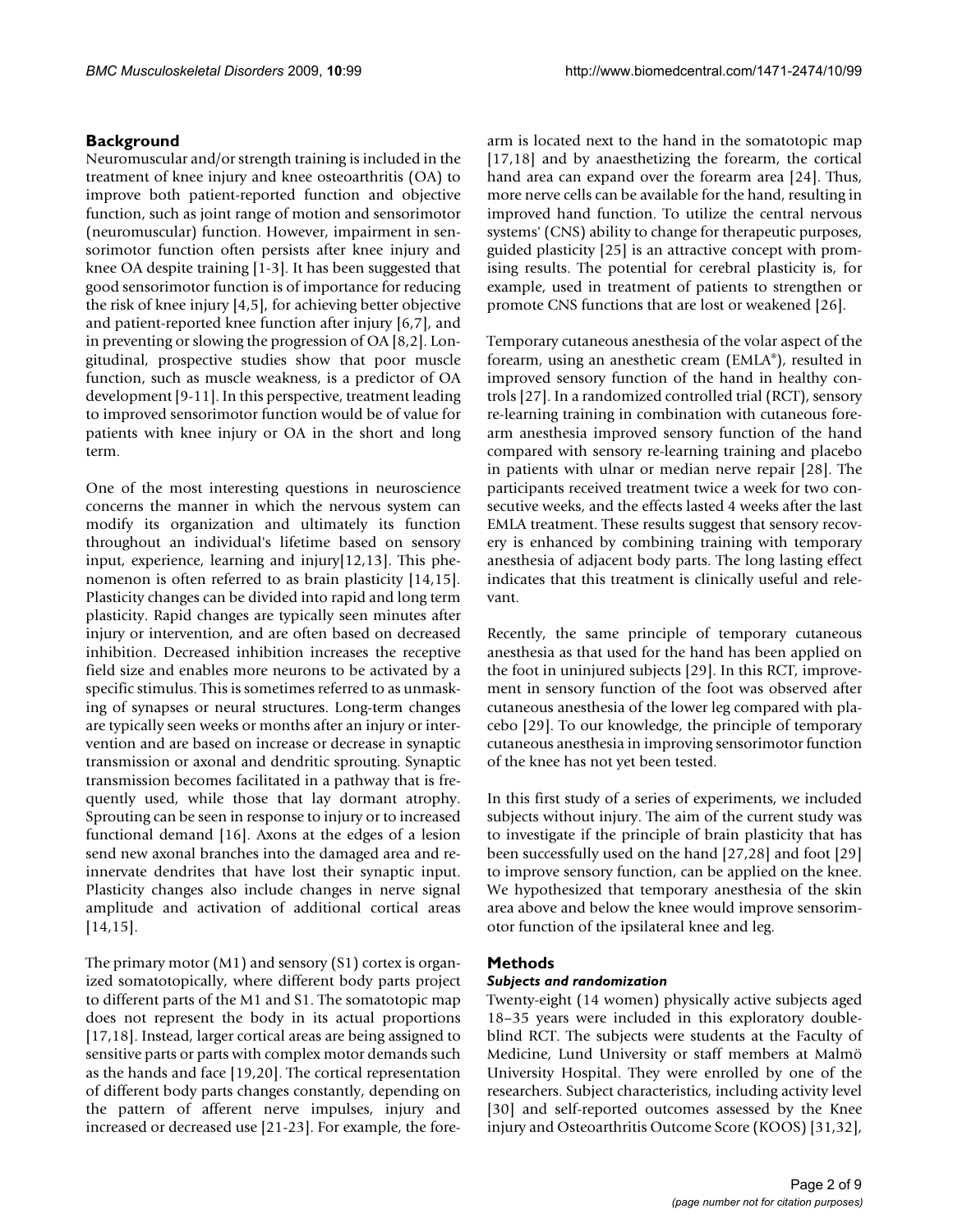## Background

Neuromuscular and/or strength training is included in the treatment of knee injury and knee osteoarthritis (OA) to improve both patient-reported function and objective function, such as joint range of motion and sensorimotor (neuromuscular) function. However, impairment in sensorimotor function often persists after knee injury and knee OA despite training [1-3]. It has been suggested that good sensorimotor function is of importance for reducing the risk of knee injury [4,5], for achieving better objective and patient-reported knee function after injury [6,7], and in preventing or slowing the progression of OA [8,2]. Longitudinal, prospective studies show that poor muscle function, such as muscle weakness, is a predictor of OA development [9-11]. In this perspective, treatment leading to improved sensorimotor function would be of value for patients with knee injury or OA in the short and long term.

One of the most interesting questions in neuroscience concerns the manner in which the nervous system can modify its organization and ultimately its function throughout an individual's lifetime based on sensory input, experience, learning and injury[12,13]. This phenomenon is often referred to as brain plasticity [14,15]. Plasticity changes can be divided into rapid and long term plasticity. Rapid changes are typically seen minutes after injury or intervention, and are often based on decreased inhibition. Decreased inhibition increases the receptive field size and enables more neurons to be activated by a specific stimulus. This is sometimes referred to as unmasking of synapses or neural structures. Long-term changes are typically seen weeks or months after an injury or intervention and are based on increase or decrease in synaptic transmission or axonal and dendritic sprouting. Synaptic transmission becomes facilitated in a pathway that is frequently used, while those that lay dormant atrophy. Sprouting can be seen in response to injury or to increased functional demand [16]. Axons at the edges of a lesion send new axonal branches into the damaged area and re-innervate dendrites that have lost their synaptic input. Plasticity changes also include changes in nerve signal amplitude and activation of additional cortical areas [14,15].

The primary motor (M1) and sensory (S1) cortex is organized somatotopically, where different body parts project to different parts of the M1 and S1. The somatotopic map does not represent the body in its actual proportions [17,18]. Instead, larger cortical areas are being assigned to sensitive parts or parts with complex motor demands such as the hands and face [19,20]. The cortical representation of different body parts changes constantly, depending on the pattern of afferent nerve impulses, injury and increased or decreased use [21-23]. For example, the forearm is located next to the hand in the somatotopic map [17,18] and by anaesthetizing the forearm, the cortical hand area can expand over the forearm area [24]. Thus, more nerve cells can be available for the hand, resulting in improved hand function. To utilize the central nervous systems' (CNS) ability to change for therapeutic purposes, guided plasticity [25] is an attractive concept with promising results. The potential for cerebral plasticity is, for example, used in treatment of patients to strengthen or promote CNS functions that are lost or weakened [26].

Temporary cutaneous anesthesia of the volar aspect of the forearm, using an anesthetic cream (EMLA®), resulted in improved sensory function of the hand in healthy controls [27]. In a randomized controlled trial (RCT), sensory re-learning training in combination with cutaneous forearm anesthesia improved sensory function of the hand compared with sensory re-learning training and placebo in patients with ulnar or median nerve repair [28]. The participants received treatment twice a week for two consecutive weeks, and the effects lasted 4 weeks after the last EMLA treatment. These results suggest that sensory recovery is enhanced by combining training with temporary anesthesia of adjacent body parts. The long lasting effect indicates that this treatment is clinically useful and relevant.

Recently, the same principle of temporary cutaneous anesthesia as that used for the hand has been applied on the foot in uninjured subjects [29]. In this RCT, improvement in sensory function of the foot was observed after cutaneous anesthesia of the lower leg compared with placebo [29]. To our knowledge, the principle of temporary cutaneous anesthesia in improving sensorimotor function of the knee has not yet been tested.

In this first study of a series of experiments, we included subjects without injury. The aim of the current study was to investigate if the principle of brain plasticity that has been successfully used on the hand [27,28] and foot [29] to improve sensory function, can be applied on the knee. We hypothesized that temporary anesthesia of the skin area above and below the knee would improve sensorimotor function of the ipsilateral knee and leg.

## Methods

### *Subjects and randomization*

Twenty-eight (14 women) physically active subjects aged 18–35 years were included in this exploratory double-blind RCT. The subjects were students at the Faculty of Medicine, Lund University or staff members at Malmö University Hospital. They were enrolled by one of the researchers. Subject characteristics, including activity level [30] and self-reported outcomes assessed by the Knee injury and Osteoarthritis Outcome Score (KOOS) [31,32],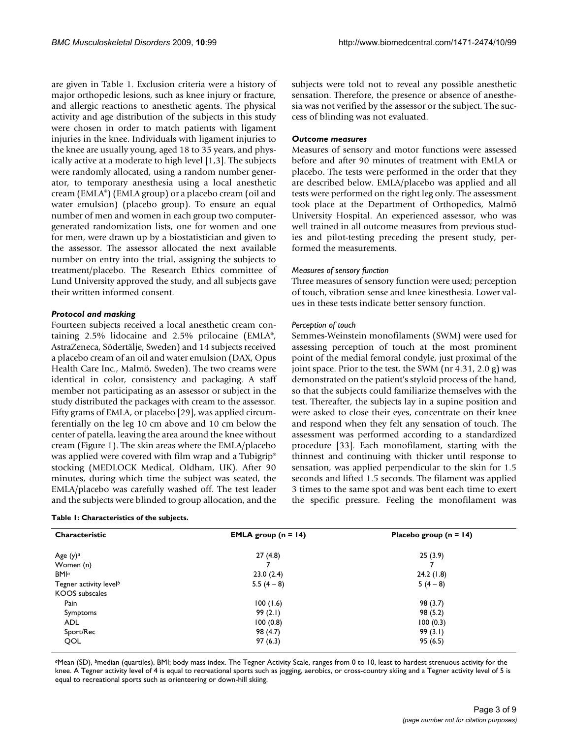are given in Table 1. Exclusion criteria were a history of major orthopedic lesions, such as knee injury or fracture, and allergic reactions to anesthetic agents. The physical activity and age distribution of the subjects in this study were chosen in order to match patients with ligament injuries in the knee. Individuals with ligament injuries to the knee are usually young, aged 18 to 35 years, and physically active at a moderate to high level [1,3]. The subjects were randomly allocated, using a random number generator, to temporary anesthesia using a local anesthetic cream (EMLA®) (EMLA group) or a placebo cream (oil and water emulsion) (placebo group). To ensure an equal number of men and women in each group two computer-generated randomization lists, one for women and one for men, were drawn up by a biostatistician and given to the assessor. The assessor allocated the next available number on entry into the trial, assigning the subjects to treatment/placebo. The Research Ethics committee of Lund University approved the study, and all subjects gave their written informed consent.

#### *Protocol and masking*

Fourteen subjects received a local anesthetic cream containing 2.5% lidocaine and 2.5% prilocaine (EMLA®, AstraZeneca, Södertälje, Sweden) and 14 subjects received a placebo cream of an oil and water emulsion (DAX, Opus Health Care Inc., Malmö, Sweden). The two creams were identical in color, consistency and packaging. A staff member not participating as an assessor or subject in the study distributed the packages with cream to the assessor. Fifty grams of EMLA, or placebo [29], was applied circumferentially on the leg 10 cm above and 10 cm below the center of patella, leaving the area around the knee without cream (Figure 1). The skin areas where the EMLA/placebo was applied were covered with film wrap and a Tubigrip® stocking (MEDLOCK Medical, Oldham, UK). After 90 minutes, during which time the subject was seated, the EMLA/placebo was carefully washed off. The test leader and the subjects were blinded to group allocation, and the subjects were told not to reveal any possible anesthetic sensation. Therefore, the presence or absence of anesthesia was not verified by the assessor or the subject. The success of blinding was not evaluated.

#### *Outcome measures*

Measures of sensory and motor functions were assessed before and after 90 minutes of treatment with EMLA or placebo. The tests were performed in the order that they are described below. EMLA/placebo was applied and all tests were performed on the right leg only. The assessment took place at the Department of Orthopedics, Malmö University Hospital. An experienced assessor, who was well trained in all outcome measures from previous studies and pilot-testing preceding the present study, performed the measurements.

##### *Measures of sensory function*

Three measures of sensory function were used; perception of touch, vibration sense and knee kinesthesia. Lower values in these tests indicate better sensory function.

##### *Perception of touch*

Semmes-Weinstein monofilaments (SWM) were used for assessing perception of touch at the most prominent point of the medial femoral condyle, just proximal of the joint space. Prior to the test, the SWM (nr 4.31, 2.0 g) was demonstrated on the patient's styloid process of the hand, so that the subjects could familiarize themselves with the test. Thereafter, the subjects lay in a supine position and were asked to close their eyes, concentrate on their knee and respond when they felt any sensation of touch. The assessment was performed according to a standardized procedure [33]. Each monofilament, starting with the thinnest and continuing with thicker until response to sensation, was applied perpendicular to the skin for 1.5 seconds and lifted 1.5 seconds. The filament was applied 3 times to the same spot and was bent each time to exert the specific pressure. Feeling the monofilament was

**Table 1: Characteristics of the subjects.**

| Characteristic | EMLA group (n = 14) | Placebo group (n = 14) |
|---|---|---|
| Age (y)[a] | 27 (4.8) | 25 (3.9) |
| Women (n) | 7 | 7 |
| BMI[a] | 23.0 (2.4) | 24.2 (1.8) |
| Tegner activity level[b] | 5.5 (4 – 8) | 5 (4 – 8) |
| KOOS subscales | | |
| Pain | 100 (1.6) | 98 (3.7) |
| Symptoms | 99 (2.1) | 98 (5.2) |
| ADL | 100 (0.8) | 100 (0.3) |
| Sport/Rec | 98 (4.7) | 99 (3.1) |
| QOL | 97 (6.3) | 95 (6.5) |

[a]Mean (SD), [b]median (quartiles), BMI; body mass index. The Tegner Activity Scale, ranges from 0 to 10, least to hardest strenuous activity for the knee. A Tegner activity level of 4 is equal to recreational sports such as jogging, aerobics, or cross-country skiing and a Tegner activity level of 5 is equal to recreational sports such as orienteering or down-hill skiing.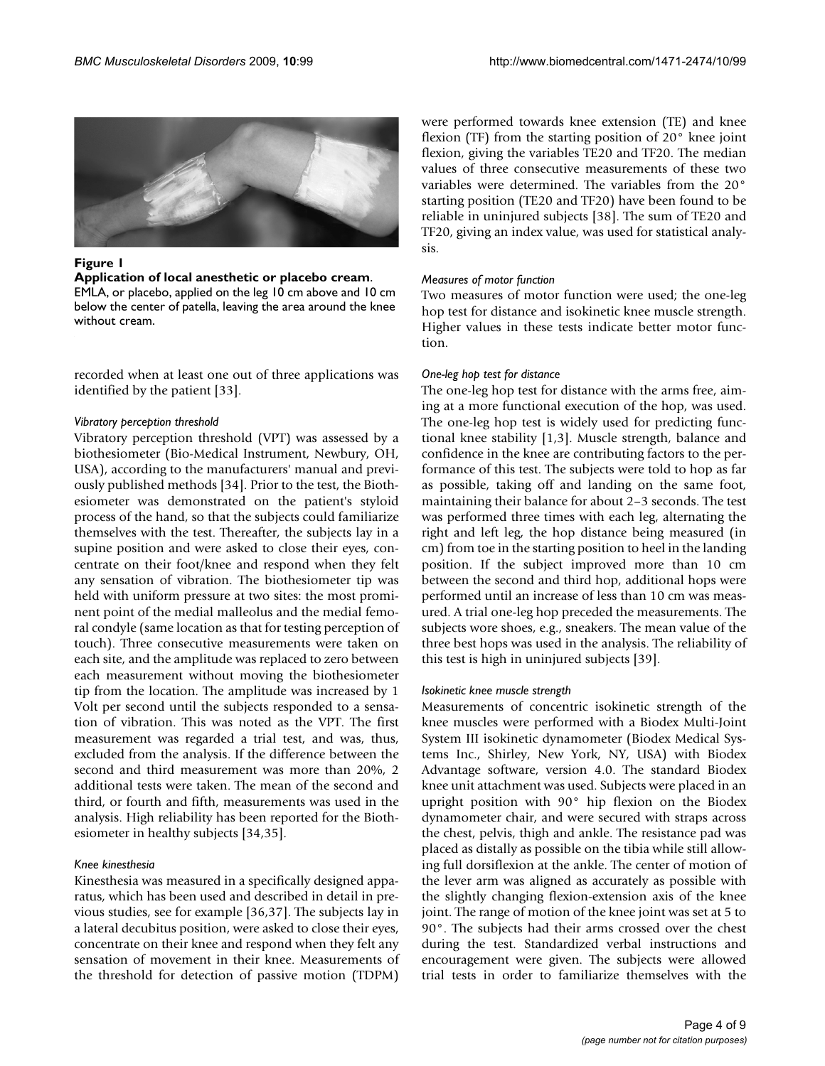**Figure 1**

**Application of local anesthetic or placebo cream**. EMLA, or placebo, applied on the leg 10 cm above and 10 cm below the center of patella, leaving the area around the knee without cream.

recorded when at least one out of three applications was identified by the patient [33].

*Vibratory perception threshold*

Vibratory perception threshold (VPT) was assessed by a biothesiometer (Bio-Medical Instrument, Newbury, OH, USA), according to the manufacturers' manual and previously published methods [34]. Prior to the test, the Biothesiometer was demonstrated on the patient's styloid process of the hand, so that the subjects could familiarize themselves with the test. Thereafter, the subjects lay in a supine position and were asked to close their eyes, concentrate on their foot/knee and respond when they felt any sensation of vibration. The biothesiometer tip was held with uniform pressure at two sites: the most prominent point of the medial malleolus and the medial femoral condyle (same location as that for testing perception of touch). Three consecutive measurements were taken on each site, and the amplitude was replaced to zero between each measurement without moving the biothesiometer tip from the location. The amplitude was increased by 1 Volt per second until the subjects responded to a sensation of vibration. This was noted as the VPT. The first measurement was regarded a trial test, and was, thus, excluded from the analysis. If the difference between the second and third measurement was more than 20%, 2 additional tests were taken. The mean of the second and third, or fourth and fifth, measurements was used in the analysis. High reliability has been reported for the Biothesiometer in healthy subjects [34,35].

*Knee kinesthesia*

Kinesthesia was measured in a specifically designed apparatus, which has been used and described in detail in previous studies, see for example [36,37]. The subjects lay in a lateral decubitus position, were asked to close their eyes, concentrate on their knee and respond when they felt any sensation of movement in their knee. Measurements of the threshold for detection of passive motion (TDPM) were performed towards knee extension (TE) and knee flexion (TF) from the starting position of 20° knee joint flexion, giving the variables TE20 and TF20. The median values of three consecutive measurements of these two variables were determined. The variables from the 20° starting position (TE20 and TF20) have been found to be reliable in uninjured subjects [38]. The sum of TE20 and TF20, giving an index value, was used for statistical analysis.

*Measures of motor function*

Two measures of motor function were used; the one-leg hop test for distance and isokinetic knee muscle strength. Higher values in these tests indicate better motor function.

*One-leg hop test for distance*

The one-leg hop test for distance with the arms free, aiming at a more functional execution of the hop, was used. The one-leg hop test is widely used for predicting functional knee stability [1,3]. Muscle strength, balance and confidence in the knee are contributing factors to the performance of this test. The subjects were told to hop as far as possible, taking off and landing on the same foot, maintaining their balance for about 2–3 seconds. The test was performed three times with each leg, alternating the right and left leg, the hop distance being measured (in cm) from toe in the starting position to heel in the landing position. If the subject improved more than 10 cm between the second and third hop, additional hops were performed until an increase of less than 10 cm was measured. A trial one-leg hop preceded the measurements. The subjects wore shoes, e.g., sneakers. The mean value of the three best hops was used in the analysis. The reliability of this test is high in uninjured subjects [39].

*Isokinetic knee muscle strength*

Measurements of concentric isokinetic strength of the knee muscles were performed with a Biodex Multi-Joint System III isokinetic dynamometer (Biodex Medical Systems Inc., Shirley, New York, NY, USA) with Biodex Advantage software, version 4.0. The standard Biodex knee unit attachment was used. Subjects were placed in an upright position with 90° hip flexion on the Biodex dynamometer chair, and were secured with straps across the chest, pelvis, thigh and ankle. The resistance pad was placed as distally as possible on the tibia while still allowing full dorsiflexion at the ankle. The center of motion of the lever arm was aligned as accurately as possible with the slightly changing flexion-extension axis of the knee joint. The range of motion of the knee joint was set at 5 to 90°. The subjects had their arms crossed over the chest during the test. Standardized verbal instructions and encouragement were given. The subjects were allowed trial tests in order to familiarize themselves with the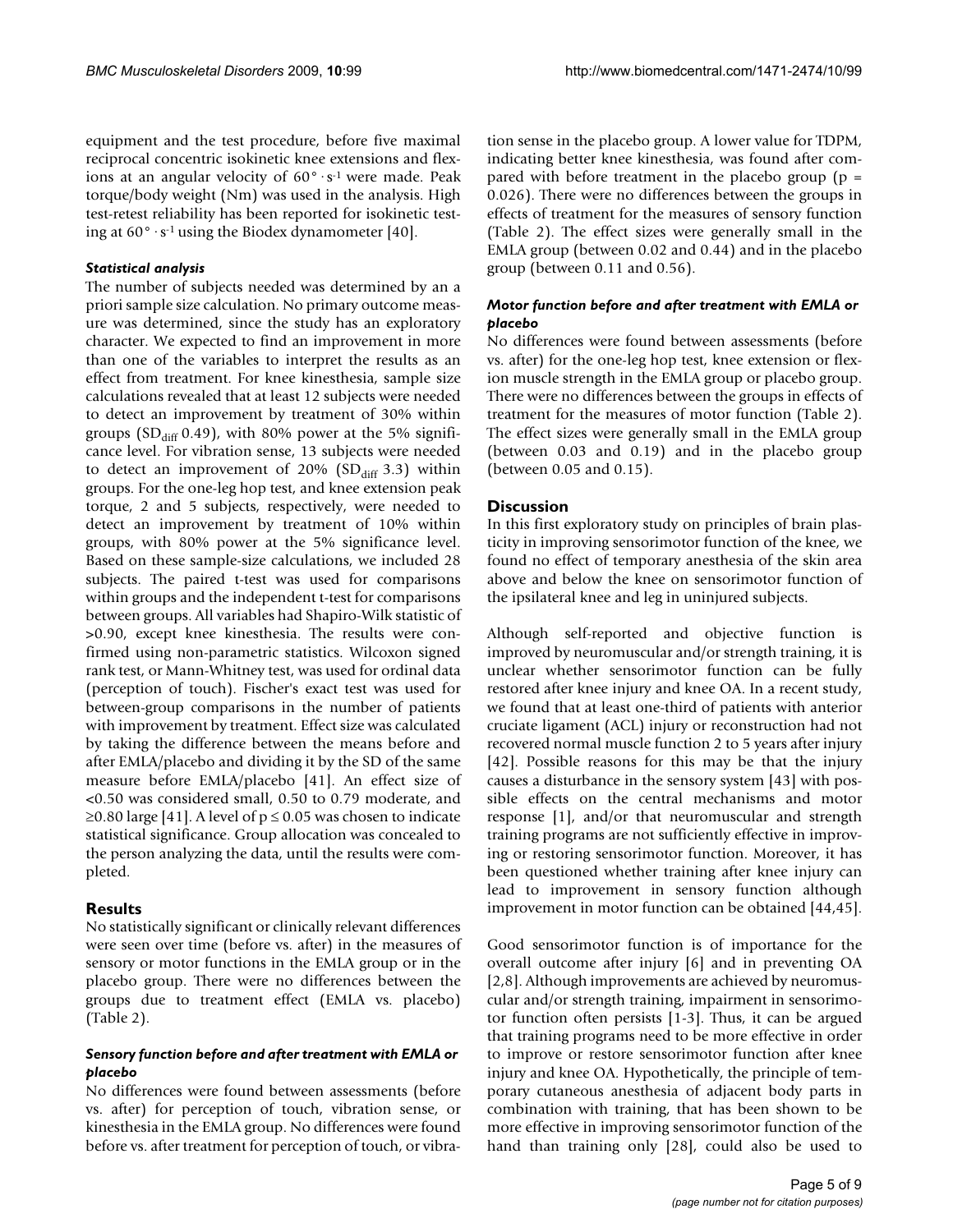equipment and the test procedure, before five maximal reciprocal concentric isokinetic knee extensions and flexions at an angular velocity of $60° \cdot s^{-1}$ were made. Peak torque/body weight (Nm) was used in the analysis. High test-retest reliability has been reported for isokinetic testing at $60° \cdot s^{-1}$ using the Biodex dynamometer [40].

#### *Statistical analysis*

The number of subjects needed was determined by an a priori sample size calculation. No primary outcome measure was determined, since the study has an exploratory character. We expected to find an improvement in more than one of the variables to interpret the results as an effect from treatment. For knee kinesthesia, sample size calculations revealed that at least 12 subjects were needed to detect an improvement by treatment of 30% within groups ($SD_{diff}$ 0.49), with 80% power at the 5% significance level. For vibration sense, 13 subjects were needed to detect an improvement of 20% ($SD_{diff}$ 3.3) within groups. For the one-leg hop test, and knee extension peak torque, 2 and 5 subjects, respectively, were needed to detect an improvement by treatment of 10% within groups, with 80% power at the 5% significance level. Based on these sample-size calculations, we included 28 subjects. The paired t-test was used for comparisons within groups and the independent t-test for comparisons between groups. All variables had Shapiro-Wilk statistic of >0.90, except knee kinesthesia. The results were confirmed using non-parametric statistics. Wilcoxon signed rank test, or Mann-Whitney test, was used for ordinal data (perception of touch). Fischer's exact test was used for between-group comparisons in the number of patients with improvement by treatment. Effect size was calculated by taking the difference between the means before and after EMLA/placebo and dividing it by the SD of the same measure before EMLA/placebo [41]. An effect size of <0.50 was considered small, 0.50 to 0.79 moderate, and ≥0.80 large [41]. A level of $p \leq 0.05$ was chosen to indicate statistical significance. Group allocation was concealed to the person analyzing the data, until the results were completed.

## Results

No statistically significant or clinically relevant differences were seen over time (before vs. after) in the measures of sensory or motor functions in the EMLA group or in the placebo group. There were no differences between the groups due to treatment effect (EMLA vs. placebo) (Table 2).

#### *Sensory function before and after treatment with EMLA or placebo*

No differences were found between assessments (before vs. after) for perception of touch, vibration sense, or kinesthesia in the EMLA group. No differences were found before vs. after treatment for perception of touch, or vibration sense in the placebo group. A lower value for TDPM, indicating better knee kinesthesia, was found after compared with before treatment in the placebo group ($p = 0.026$). There were no differences between the groups in effects of treatment for the measures of sensory function (Table 2). The effect sizes were generally small in the EMLA group (between 0.02 and 0.44) and in the placebo group (between 0.11 and 0.56).

#### *Motor function before and after treatment with EMLA or placebo*

No differences were found between assessments (before vs. after) for the one-leg hop test, knee extension or flexion muscle strength in the EMLA group or placebo group. There were no differences between the groups in effects of treatment for the measures of motor function (Table 2). The effect sizes were generally small in the EMLA group (between 0.03 and 0.19) and in the placebo group (between 0.05 and 0.15).

## Discussion

In this first exploratory study on principles of brain plasticity in improving sensorimotor function of the knee, we found no effect of temporary anesthesia of the skin area above and below the knee on sensorimotor function of the ipsilateral knee and leg in uninjured subjects.

Although self-reported and objective function is improved by neuromuscular and/or strength training, it is unclear whether sensorimotor function can be fully restored after knee injury and knee OA. In a recent study, we found that at least one-third of patients with anterior cruciate ligament (ACL) injury or reconstruction had not recovered normal muscle function 2 to 5 years after injury [42]. Possible reasons for this may be that the injury causes a disturbance in the sensory system [43] with possible effects on the central mechanisms and motor response [1], and/or that neuromuscular and strength training programs are not sufficiently effective in improving or restoring sensorimotor function. Moreover, it has been questioned whether training after knee injury can lead to improvement in sensory function although improvement in motor function can be obtained [44,45].

Good sensorimotor function is of importance for the overall outcome after injury [6] and in preventing OA [2,8]. Although improvements are achieved by neuromuscular and/or strength training, impairment in sensorimotor function often persists [1-3]. Thus, it can be argued that training programs need to be more effective in order to improve or restore sensorimotor function after knee injury and knee OA. Hypothetically, the principle of temporary cutaneous anesthesia of adjacent body parts in combination with training, that has been shown to be more effective in improving sensorimotor function of the hand than training only [28], could also be used to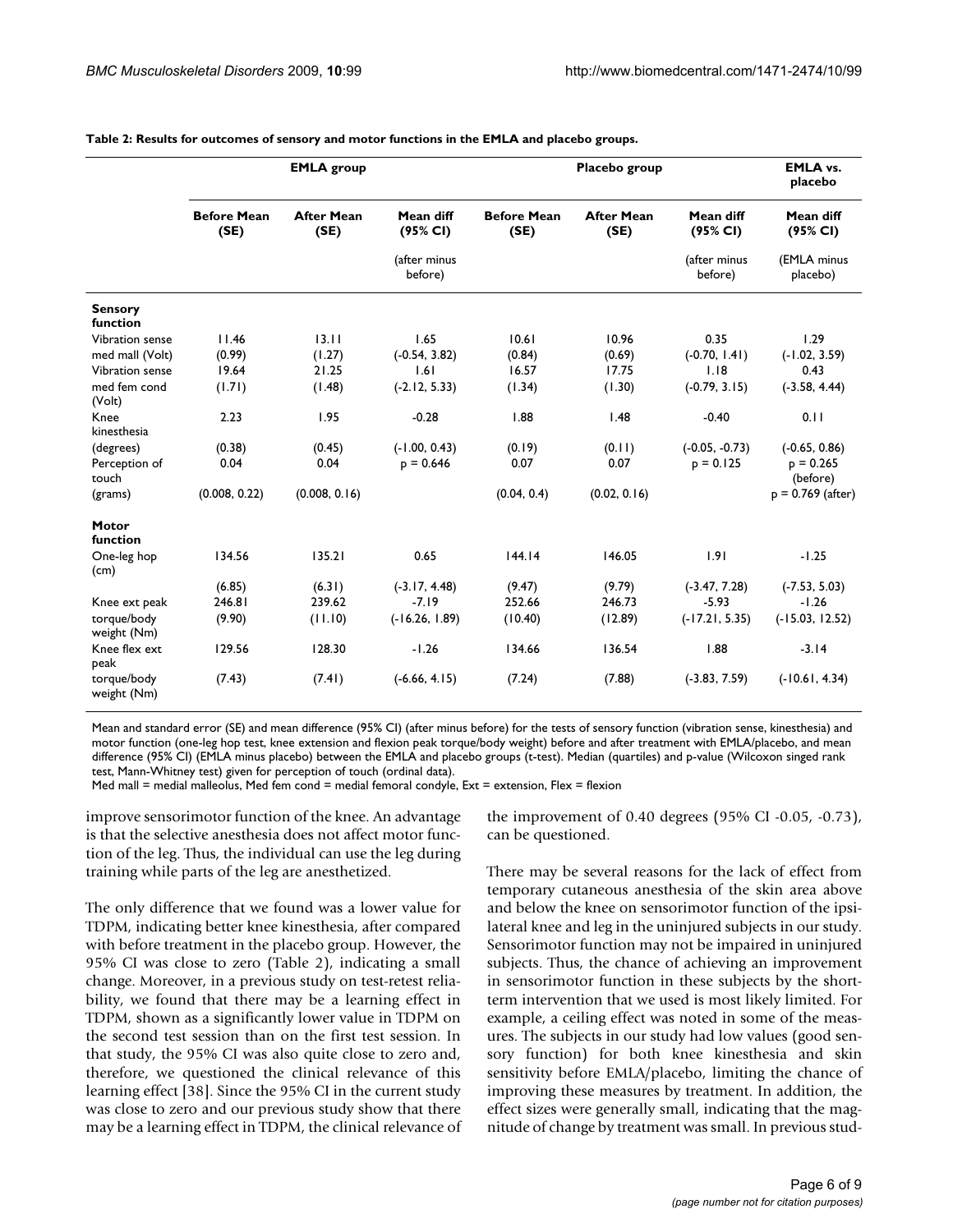**Table 2: Results for outcomes of sensory and motor functions in the EMLA and placebo groups.**

| | EMLA group | | | Placebo group | | | EMLA vs. placebo |
|---|---|---|---|---|---|---|---|
| | Before Mean (SE) | After Mean (SE) | Mean diff (95% CI) (after minus before) | Before Mean (SE) | After Mean (SE) | Mean diff (95% CI) (after minus before) | Mean diff (95% CI) (EMLA minus placebo) |
| **Sensory function** | | | | | | | |
| Vibration sense med mall (Volt) | 11.46 (0.99) | 13.11 (1.27) | 1.65 (-0.54, 3.82) | 10.61 (0.84) | 10.96 (0.69) | 0.35 (-0.70, 1.41) | 1.29 (-1.02, 3.59) |
| Vibration sense med fem cond (Volt) | 19.64 (1.71) | 21.25 (1.48) | 1.61 (-2.12, 5.33) | 16.57 (1.34) | 17.75 (1.30) | 1.18 (-0.79, 3.15) | 0.43 (-3.58, 4.44) |
| Knee kinesthesia (degrees) | 2.23 (0.38) | 1.95 (0.45) | -0.28 (-1.00, 0.43) | 1.88 (0.19) | 1.48 (0.11) | -0.40 (-0.05, -0.73) | 0.11 (-0.65, 0.86) |
| Perception of touch (grams) | 0.04 (0.008, 0.22) | 0.04 (0.008, 0.16) | p = 0.646 | 0.07 (0.04, 0.4) | 0.07 (0.02, 0.16) | p = 0.125 | p = 0.265 (before) p = 0.769 (after) |
| **Motor function** | | | | | | | |
| One-leg hop (cm) | 134.56 (6.85) | 135.21 (6.31) | 0.65 (-3.17, 4.48) | 144.14 (9.47) | 146.05 (9.79) | 1.91 (-3.47, 7.28) | -1.25 (-7.53, 5.03) |
| Knee ext peak torque/body weight (Nm) | 246.81 (9.90) | 239.62 (11.10) | -7.19 (-16.26, 1.89) | 252.66 (10.40) | 246.73 (12.89) | -5.93 (-17.21, 5.35) | -1.26 (-15.03, 12.52) |
| Knee flex ext peak torque/body weight (Nm) | 129.56 (7.43) | 128.30 (7.41) | -1.26 (-6.66, 4.15) | 134.66 (7.24) | 136.54 (7.88) | 1.88 (-3.83, 7.59) | -3.14 (-10.61, 4.34) |

Mean and standard error (SE) and mean difference (95% CI) (after minus before) for the tests of sensory function (vibration sense, kinesthesia) and motor function (one-leg hop test, knee extension and flexion peak torque/body weight) before and after treatment with EMLA/placebo, and mean difference (95% CI) (EMLA minus placebo) between the EMLA and placebo groups (t-test). Median (quartiles) and p-value (Wilcoxon singed rank test, Mann-Whitney test) given for perception of touch (ordinal data).
Med mall = medial malleolus, Med fem cond = medial femoral condyle, Ext = extension, Flex = flexion

improve sensorimotor function of the knee. An advantage is that the selective anesthesia does not affect motor function of the leg. Thus, the individual can use the leg during training while parts of the leg are anesthetized.

The only difference that we found was a lower value for TDPM, indicating better knee kinesthesia, after compared with before treatment in the placebo group. However, the 95% CI was close to zero (Table 2), indicating a small change. Moreover, in a previous study on test-retest reliability, we found that there may be a learning effect in TDPM, shown as a significantly lower value in TDPM on the second test session than on the first test session. In that study, the 95% CI was also quite close to zero and, therefore, we questioned the clinical relevance of this learning effect [38]. Since the 95% CI in the current study was close to zero and our previous study show that there may be a learning effect in TDPM, the clinical relevance of the improvement of 0.40 degrees (95% CI -0.05, -0.73), can be questioned.

There may be several reasons for the lack of effect from temporary cutaneous anesthesia of the skin area above and below the knee on sensorimotor function of the ipsilateral knee and leg in the uninjured subjects in our study. Sensorimotor function may not be impaired in uninjured subjects. Thus, the chance of achieving an improvement in sensorimotor function in these subjects by the short-term intervention that we used is most likely limited. For example, a ceiling effect was noted in some of the measures. The subjects in our study had low values (good sensory function) for both knee kinesthesia and skin sensitivity before EMLA/placebo, limiting the chance of improving these measures by treatment. In addition, the effect sizes were generally small, indicating that the magnitude of change by treatment was small. In previous stud-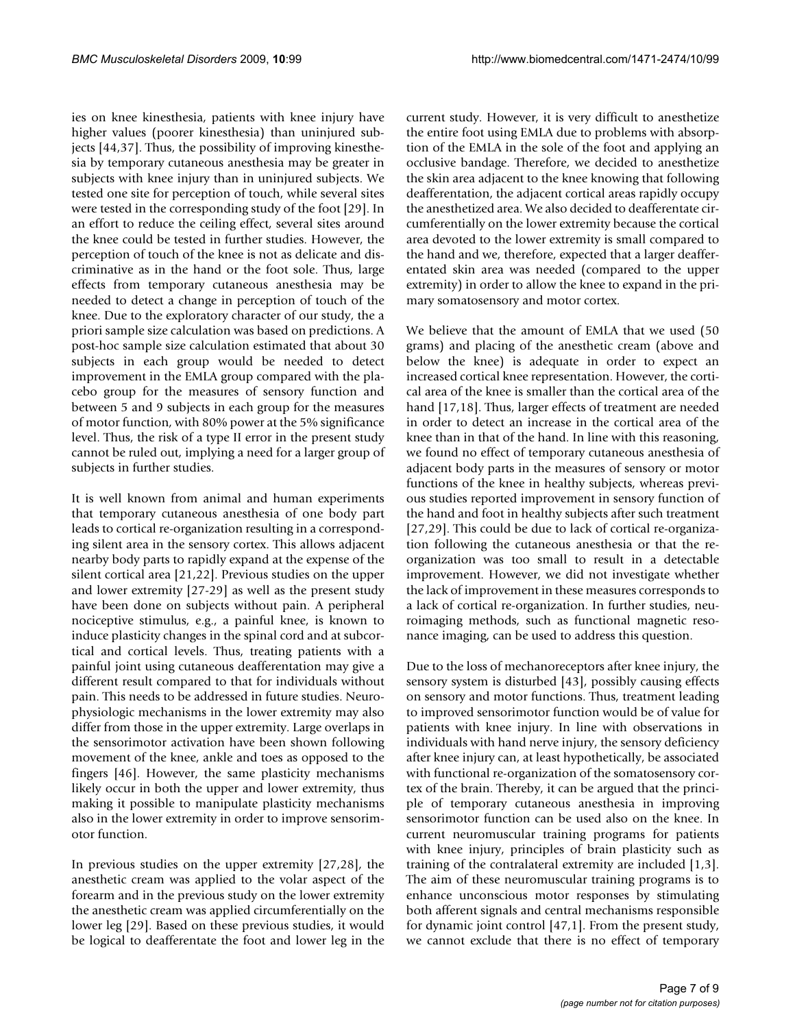ies on knee kinesthesia, patients with knee injury have higher values (poorer kinesthesia) than uninjured subjects [44,37]. Thus, the possibility of improving kinesthesia by temporary cutaneous anesthesia may be greater in subjects with knee injury than in uninjured subjects. We tested one site for perception of touch, while several sites were tested in the corresponding study of the foot [29]. In an effort to reduce the ceiling effect, several sites around the knee could be tested in further studies. However, the perception of touch of the knee is not as delicate and discriminative as in the hand or the foot sole. Thus, large effects from temporary cutaneous anesthesia may be needed to detect a change in perception of touch of the knee. Due to the exploratory character of our study, the a priori sample size calculation was based on predictions. A post-hoc sample size calculation estimated that about 30 subjects in each group would be needed to detect improvement in the EMLA group compared with the placebo group for the measures of sensory function and between 5 and 9 subjects in each group for the measures of motor function, with 80% power at the 5% significance level. Thus, the risk of a type II error in the present study cannot be ruled out, implying a need for a larger group of subjects in further studies.

It is well known from animal and human experiments that temporary cutaneous anesthesia of one body part leads to cortical re-organization resulting in a corresponding silent area in the sensory cortex. This allows adjacent nearby body parts to rapidly expand at the expense of the silent cortical area [21,22]. Previous studies on the upper and lower extremity [27-29] as well as the present study have been done on subjects without pain. A peripheral nociceptive stimulus, e.g., a painful knee, is known to induce plasticity changes in the spinal cord and at subcortical and cortical levels. Thus, treating patients with a painful joint using cutaneous deafferentation may give a different result compared to that for individuals without pain. This needs to be addressed in future studies. Neurophysiologic mechanisms in the lower extremity may also differ from those in the upper extremity. Large overlaps in the sensorimotor activation have been shown following movement of the knee, ankle and toes as opposed to the fingers [46]. However, the same plasticity mechanisms likely occur in both the upper and lower extremity, thus making it possible to manipulate plasticity mechanisms also in the lower extremity in order to improve sensorimotor function.

In previous studies on the upper extremity [27,28], the anesthetic cream was applied to the volar aspect of the forearm and in the previous study on the lower extremity the anesthetic cream was applied circumferentially on the lower leg [29]. Based on these previous studies, it would be logical to deafferentate the foot and lower leg in the current study. However, it is very difficult to anesthetize the entire foot using EMLA due to problems with absorption of the EMLA in the sole of the foot and applying an occlusive bandage. Therefore, we decided to anesthetize the skin area adjacent to the knee knowing that following deafferentation, the adjacent cortical areas rapidly occupy the anesthetized area. We also decided to deafferentate circumferentially on the lower extremity because the cortical area devoted to the lower extremity is small compared to the hand and we, therefore, expected that a larger deafferentated skin area was needed (compared to the upper extremity) in order to allow the knee to expand in the primary somatosensory and motor cortex.

We believe that the amount of EMLA that we used (50 grams) and placing of the anesthetic cream (above and below the knee) is adequate in order to expect an increased cortical knee representation. However, the cortical area of the knee is smaller than the cortical area of the hand [17,18]. Thus, larger effects of treatment are needed in order to detect an increase in the cortical area of the knee than in that of the hand. In line with this reasoning, we found no effect of temporary cutaneous anesthesia of adjacent body parts in the measures of sensory or motor functions of the knee in healthy subjects, whereas previous studies reported improvement in sensory function of the hand and foot in healthy subjects after such treatment [27,29]. This could be due to lack of cortical re-organization following the cutaneous anesthesia or that the re-organization was too small to result in a detectable improvement. However, we did not investigate whether the lack of improvement in these measures corresponds to a lack of cortical re-organization. In further studies, neuroimaging methods, such as functional magnetic resonance imaging, can be used to address this question.

Due to the loss of mechanoreceptors after knee injury, the sensory system is disturbed [43], possibly causing effects on sensory and motor functions. Thus, treatment leading to improved sensorimotor function would be of value for patients with knee injury. In line with observations in individuals with hand nerve injury, the sensory deficiency after knee injury can, at least hypothetically, be associated with functional re-organization of the somatosensory cortex of the brain. Thereby, it can be argued that the principle of temporary cutaneous anesthesia in improving sensorimotor function can be used also on the knee. In current neuromuscular training programs for patients with knee injury, principles of brain plasticity such as training of the contralateral extremity are included [1,3]. The aim of these neuromuscular training programs is to enhance unconscious motor responses by stimulating both afferent signals and central mechanisms responsible for dynamic joint control [47,1]. From the present study, we cannot exclude that there is no effect of temporary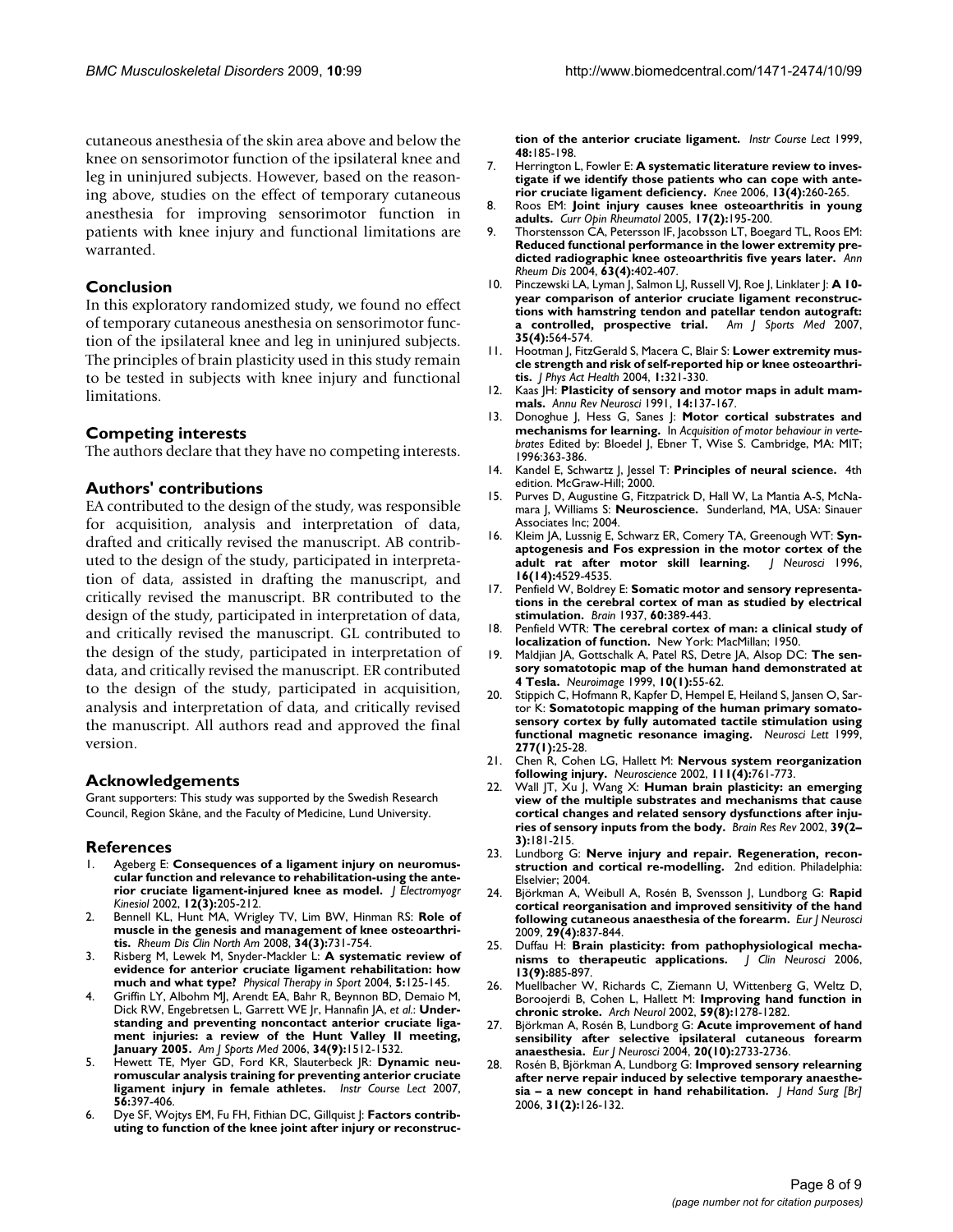cutaneous anesthesia of the skin area above and below the knee on sensorimotor function of the ipsilateral knee and leg in uninjured subjects. However, based on the reasoning above, studies on the effect of temporary cutaneous anesthesia for improving sensorimotor function in patients with knee injury and functional limitations are warranted.

## Conclusion

In this exploratory randomized study, we found no effect of temporary cutaneous anesthesia on sensorimotor function of the ipsilateral knee and leg in uninjured subjects. The principles of brain plasticity used in this study remain to be tested in subjects with knee injury and functional limitations.

## Competing interests

The authors declare that they have no competing interests.

## Authors' contributions

EA contributed to the design of the study, was responsible for acquisition, analysis and interpretation of data, drafted and critically revised the manuscript. AB contributed to the design of the study, participated in interpretation of data, assisted in drafting the manuscript, and critically revised the manuscript. BR contributed to the design of the study, participated in interpretation of data, and critically revised the manuscript. GL contributed to the design of the study, participated in interpretation of data, and critically revised the manuscript. ER contributed to the design of the study, participated in acquisition, analysis and interpretation of data, and critically revised the manuscript. All authors read and approved the final version.

## Acknowledgements

Grant supporters: This study was supported by the Swedish Research Council, Region Skåne, and the Faculty of Medicine, Lund University.

## References

1. Ageberg E: **Consequences of a ligament injury on neuromuscular function and relevance to rehabilitation-using the anterior cruciate ligament-injured knee as model.** *J Electromyogr Kinesiol* 2002, **12(3):**205-212.
2. Bennell KL, Hunt MA, Wrigley TV, Lim BW, Hinman RS: **Role of muscle in the genesis and management of knee osteoarthritis.** *Rheum Dis Clin North Am* 2008, **34(3):**731-754.
3. Risberg M, Lewek M, Snyder-Mackler L: **A systematic review of evidence for anterior cruciate ligament rehabilitation: how much and what type?** *Physical Therapy in Sport* 2004, **5:**125-145.
4. Griffin LY, Albohm MJ, Arendt EA, Bahr R, Beynnon BD, Demaio M, Dick RW, Engebretsen L, Garrett WE Jr, Hannafin JA, *et al.*: **Understanding and preventing noncontact anterior cruciate ligament injuries: a review of the Hunt Valley II meeting, January 2005.** *Am J Sports Med* 2006, **34(9):**1512-1532.
5. Hewett TE, Myer GD, Ford KR, Slauterbeck JR: **Dynamic neuromuscular analysis training for preventing anterior cruciate ligament injury in female athletes.** *Instr Course Lect* 2007, **56:**397-406.
6. Dye SF, Wojtys EM, Fu FH, Fithian DC, Gillquist J: **Factors contributing to function of the knee joint after injury or reconstruction of the anterior cruciate ligament.** *Instr Course Lect* 1999, **48:**185-198.
7. Herrington L, Fowler E: **A systematic literature review to investigate if we identify those patients who can cope with anterior cruciate ligament deficiency.** *Knee* 2006, **13(4):**260-265.
8. Roos EM: **Joint injury causes knee osteoarthritis in young adults.** *Curr Opin Rheumatol* 2005, **17(2):**195-200.
9. Thorstensson CA, Petersson IF, Jacobsson LT, Boegard TL, Roos EM: **Reduced functional performance in the lower extremity predicted radiographic knee osteoarthritis five years later.** *Ann Rheum Dis* 2004, **63(4):**402-407.
10. Pinczewski LA, Lyman J, Salmon LJ, Russell VJ, Roe J, Linklater J: **A 10-year comparison of anterior cruciate ligament reconstructions with hamstring tendon and patellar tendon autograft: a controlled, prospective trial.** *Am J Sports Med* 2007, **35(4):**564-574.
11. Hootman J, FitzGerald S, Macera C, Blair S: **Lower extremity muscle strength and risk of self-reported hip or knee osteoarthritis.** *J Phys Act Health* 2004, **1:**321-330.
12. Kaas JH: **Plasticity of sensory and motor maps in adult mammals.** *Annu Rev Neurosci* 1991, **14:**137-167.
13. Donoghue J, Hess G, Sanes J: **Motor cortical substrates and mechanisms for learning.** In *Acquisition of motor behaviour in vertebrates* Edited by: Bloedel J, Ebner T, Wise S. Cambridge, MA: MIT; 1996:363-386.
14. Kandel E, Schwartz J, Jessel T: **Principles of neural science.** 4th edition. McGraw-Hill; 2000.
15. Purves D, Augustine G, Fitzpatrick D, Hall W, La Mantia A-S, McNamara J, Williams S: **Neuroscience.** Sunderland, MA, USA: Sinauer Associates Inc; 2004.
16. Kleim JA, Lussnig E, Schwarz ER, Comery TA, Greenough WT: **Synaptogenesis and Fos expression in the motor cortex of the adult rat after motor skill learning.** *J Neurosci* 1996, **16(14):**4529-4535.
17. Penfield W, Boldrey E: **Somatic motor and sensory representations in the cerebral cortex of man as studied by electrical stimulation.** *Brain* 1937, **60:**389-443.
18. Penfield WTR: **The cerebral cortex of man: a clinical study of localization of function.** New York: MacMillan; 1950.
19. Maldjian JA, Gottschalk A, Patel RS, Detre JA, Alsop DC: **The sensory somatotopic map of the human hand demonstrated at 4 Tesla.** *Neuroimage* 1999, **10(1):**55-62.
20. Stippich C, Hofmann R, Kapfer D, Hempel E, Heiland S, Jansen O, Sartor K: **Somatotopic mapping of the human primary somatosensory cortex by fully automated tactile stimulation using functional magnetic resonance imaging.** *Neurosci Lett* 1999, **277(1):**25-28.
21. Chen R, Cohen LG, Hallett M: **Nervous system reorganization following injury.** *Neuroscience* 2002, **111(4):**761-773.
22. Wall JT, Xu J, Wang X: **Human brain plasticity: an emerging view of the multiple substrates and mechanisms that cause cortical changes and related sensory dysfunctions after injuries of sensory inputs from the body.** *Brain Res Rev* 2002, **39(2–3):**181-215.
23. Lundborg G: **Nerve injury and repair. Regeneration, reconstruction and cortical re-modelling.** 2nd edition. Philadelphia: Elselvier; 2004.
24. Björkman A, Weibull A, Rosén B, Svensson J, Lundborg G: **Rapid cortical reorganisation and improved sensitivity of the hand following cutaneous anaesthesia of the forearm.** *Eur J Neurosci* 2009, **29(4):**837-844.
25. Duffau H: **Brain plasticity: from pathophysiological mechanisms to therapeutic applications.** *J Clin Neurosci* 2006, **13(9):**885-897.
26. Muellbacher W, Richards C, Ziemann U, Wittenberg G, Weltz D, Boroojerdi B, Cohen L, Hallett M: **Improving hand function in chronic stroke.** *Arch Neurol* 2002, **59(8):**1278-1282.
27. Björkman A, Rosén B, Lundborg G: **Acute improvement of hand sensibility after selective ipsilateral cutaneous forearm anaesthesia.** *Eur J Neurosci* 2004, **20(10):**2733-2736.
28. Rosén B, Björkman A, Lundborg G: **Improved sensory relearning after nerve repair induced by selective temporary anaesthesia – a new concept in hand rehabilitation.** *J Hand Surg [Br]* 2006, **31(2):**126-132.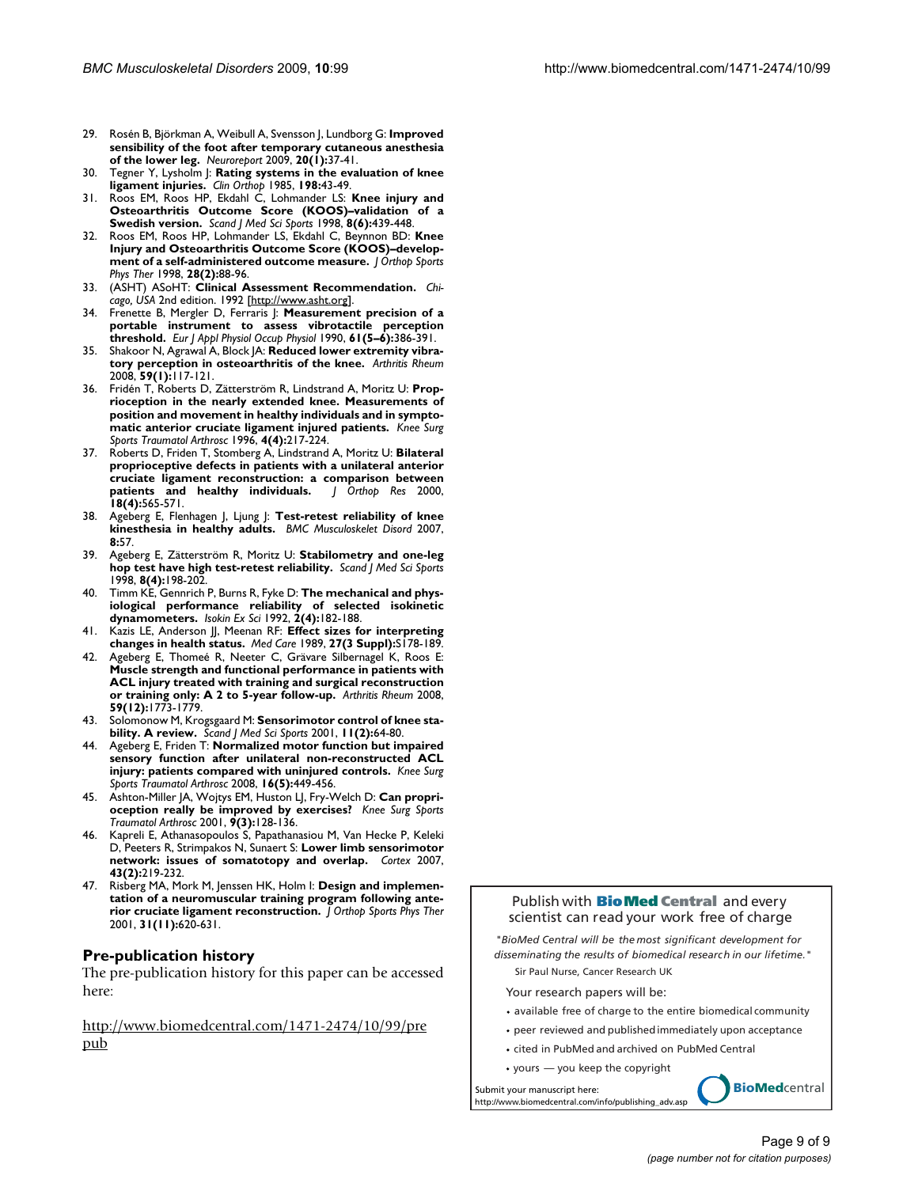29. Rosén B, Björkman A, Weibull A, Svensson J, Lundborg G: **Improved sensibility of the foot after temporary cutaneous anesthesia of the lower leg.** *Neuroreport* 2009, **20(1):**37-41.
30. Tegner Y, Lysholm J: **Rating systems in the evaluation of knee ligament injuries.** *Clin Orthop* 1985, **198:**43-49.
31. Roos EM, Roos HP, Ekdahl C, Lohmander LS: **Knee injury and Osteoarthritis Outcome Score (KOOS)--validation of a Swedish version.** *Scand J Med Sci Sports* 1998, **8(6):**439-448.
32. Roos EM, Roos HP, Lohmander LS, Ekdahl C, Beynnon BD: **Knee Injury and Osteoarthritis Outcome Score (KOOS)--development of a self-administered outcome measure.** *J Orthop Sports Phys Ther* 1998, **28(2):**88-96.
33. (ASHT) ASoHT: **Clinical Assessment Recommendation.** *Chicago, USA* 2nd edition. 1992 [http://www.asht.org].
34. Frenette B, Mergler D, Ferraris J: **Measurement precision of a portable instrument to assess vibrotactile perception threshold.** *Eur J Appl Physiol Occup Physiol* 1990, **61(5–6):**386-391.
35. Shakoor N, Agrawal A, Block JA: **Reduced lower extremity vibratory perception in osteoarthritis of the knee.** *Arthritis Rheum* 2008, **59(1):**117-121.
36. Fridén T, Roberts D, Zätterström R, Lindstrand A, Moritz U: **Proprioception in the nearly extended knee. Measurements of position and movement in healthy individuals and in symptomatic anterior cruciate ligament injured patients.** *Knee Surg Sports Traumatol Arthrosc* 1996, **4(4):**217-224.
37. Roberts D, Friden T, Stomberg A, Lindstrand A, Moritz U: **Bilateral proprioceptive defects in patients with a unilateral anterior cruciate ligament reconstruction: a comparison between patients and healthy individuals.** *J Orthop Res* 2000, **18(4):**565-571.
38. Ageberg E, Flenhagen J, Ljung J: **Test-retest reliability of knee kinesthesia in healthy adults.** *BMC Musculoskelet Disord* 2007, **8:**57.
39. Ageberg E, Zätterström R, Moritz U: **Stabilometry and one-leg hop test have high test-retest reliability.** *Scand J Med Sci Sports* 1998, **8(4):**198-202.
40. Timm KE, Gennrich P, Burns R, Fyke D: **The mechanical and physiological performance reliability of selected isokinetic dynamometers.** *Isokin Ex Sci* 1992, **2(4):**182-188.
41. Kazis LE, Anderson JJ, Meenan RF: **Effect sizes for interpreting changes in health status.** *Med Care* 1989, **27(3 Suppl):**S178-189.
42. Ageberg E, Thomeé R, Neeter C, Grävare Silbernagel K, Roos E: **Muscle strength and functional performance in patients with ACL injury treated with training and surgical reconstruction or training only: A 2 to 5-year follow-up.** *Arthritis Rheum* 2008, **59(12):**1773-1779.
43. Solomonow M, Krogsgaard M: **Sensorimotor control of knee stability. A review.** *Scand J Med Sci Sports* 2001, **11(2):**64-80.
44. Ageberg E, Friden T: **Normalized motor function but impaired sensory function after unilateral non-reconstructed ACL injury: patients compared with uninjured controls.** *Knee Surg Sports Traumatol Arthrosc* 2008, **16(5):**449-456.
45. Ashton-Miller JA, Wojtys EM, Huston LJ, Fry-Welch D: **Can proprioception really be improved by exercises?** *Knee Surg Sports Traumatol Arthrosc* 2001, **9(3):**128-136.
46. Kapreli E, Athanasopoulos S, Papathanasiou M, Van Hecke P, Keleki D, Peeters R, Strimpakos N, Sunaert S: **Lower limb sensorimotor network: issues of somatotopy and overlap.** *Cortex* 2007, **43(2):**219-232.
47. Risberg MA, Mork M, Jenssen HK, Holm I: **Design and implementation of a neuromuscular training program following anterior cruciate ligament reconstruction.** *J Orthop Sports Phys Ther* 2001, **31(11):**620-631.

## Pre-publication history

The pre-publication history for this paper can be accessed here:

http://www.biomedcentral.com/1471-2474/10/99/prepub

Publish with **BioMed Central** and every scientist can read your work free of charge

*"BioMed Central will be the most significant development for disseminating the results of biomedical research in our lifetime."*
Sir Paul Nurse, Cancer Research UK

Your research papers will be:

- available free of charge to the entire biomedical community
- peer reviewed and published immediately upon acceptance
- cited in PubMed and archived on PubMed Central
- yours — you keep the copyright

Submit your manuscript here:
http://www.biomedcentral.com/info/publishing_adv.asp

BioMedcentral